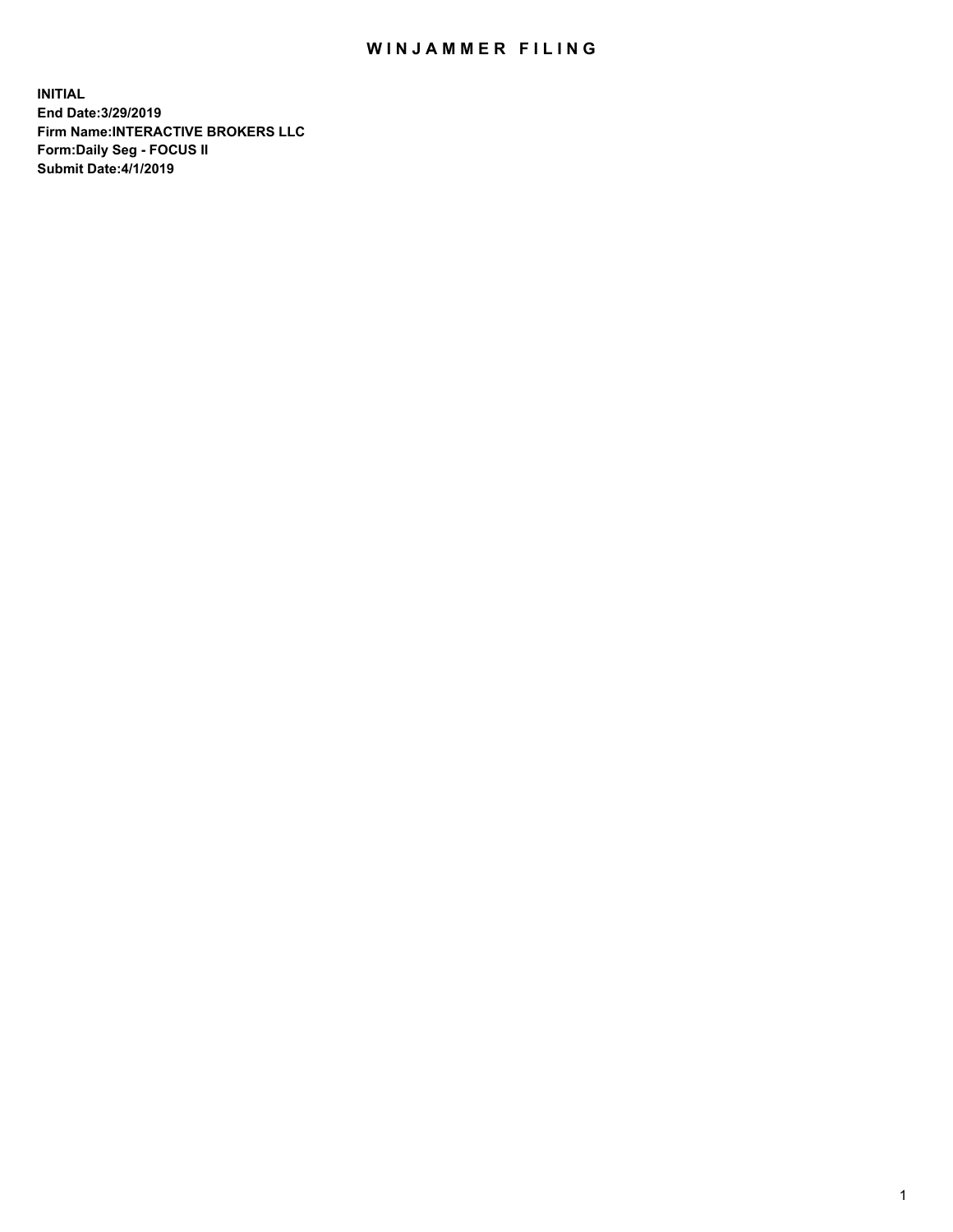# WINJAMMER FILING

**INITIAL**
**End Date:3/29/2019**
**Firm Name:INTERACTIVE BROKERS LLC**
**Form:Daily Seg - FOCUS II**
**Submit Date:4/1/2019**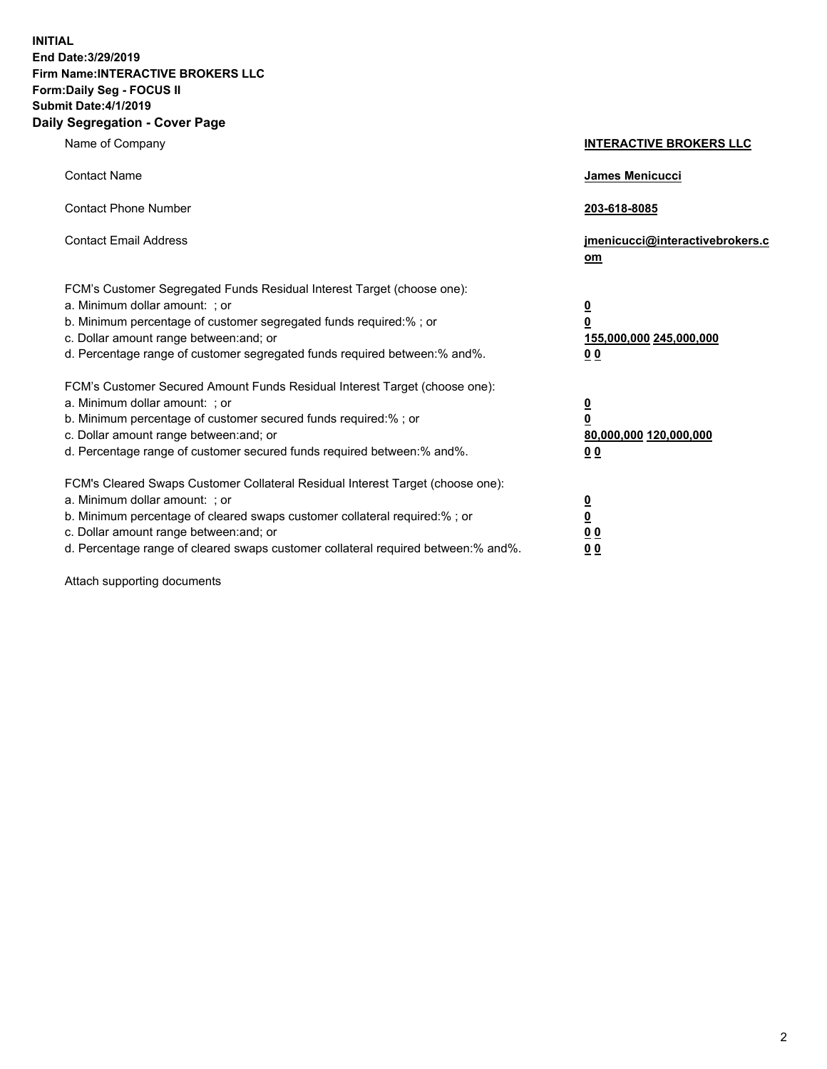**INITIAL**
**End Date:3/29/2019**
**Firm Name:INTERACTIVE BROKERS LLC**
**Form:Daily Seg - FOCUS II**
**Submit Date:4/1/2019**

## Daily Segregation - Cover Page

| | |
|---|---|
| Name of Company | **INTERACTIVE BROKERS LLC** |
| Contact Name | **James Menicucci** |
| Contact Phone Number | **203-618-8085** |
| Contact Email Address | **jmenicucci@interactivebrokers.com** |

FCM's Customer Segregated Funds Residual Interest Target (choose one):

| | |
|---|---|
| a. Minimum dollar amount: ; or | **0** |
| b. Minimum percentage of customer segregated funds required:% ; or | **0** |
| c. Dollar amount range between:and; or | **155,000,000 245,000,000** |
| d. Percentage range of customer segregated funds required between:% and%. | **0 0** |

FCM's Customer Secured Amount Funds Residual Interest Target (choose one):

| | |
|---|---|
| a. Minimum dollar amount: ; or | **0** |
| b. Minimum percentage of customer secured funds required:% ; or | **0** |
| c. Dollar amount range between:and; or | **80,000,000 120,000,000** |
| d. Percentage range of customer secured funds required between:% and%. | **0 0** |

FCM's Cleared Swaps Customer Collateral Residual Interest Target (choose one):

| | |
|---|---|
| a. Minimum dollar amount: ; or | **0** |
| b. Minimum percentage of cleared swaps customer collateral required:% ; or | **0** |
| c. Dollar amount range between:and; or | **0 0** |
| d. Percentage range of cleared swaps customer collateral required between:% and%. | **0 0** |

Attach supporting documents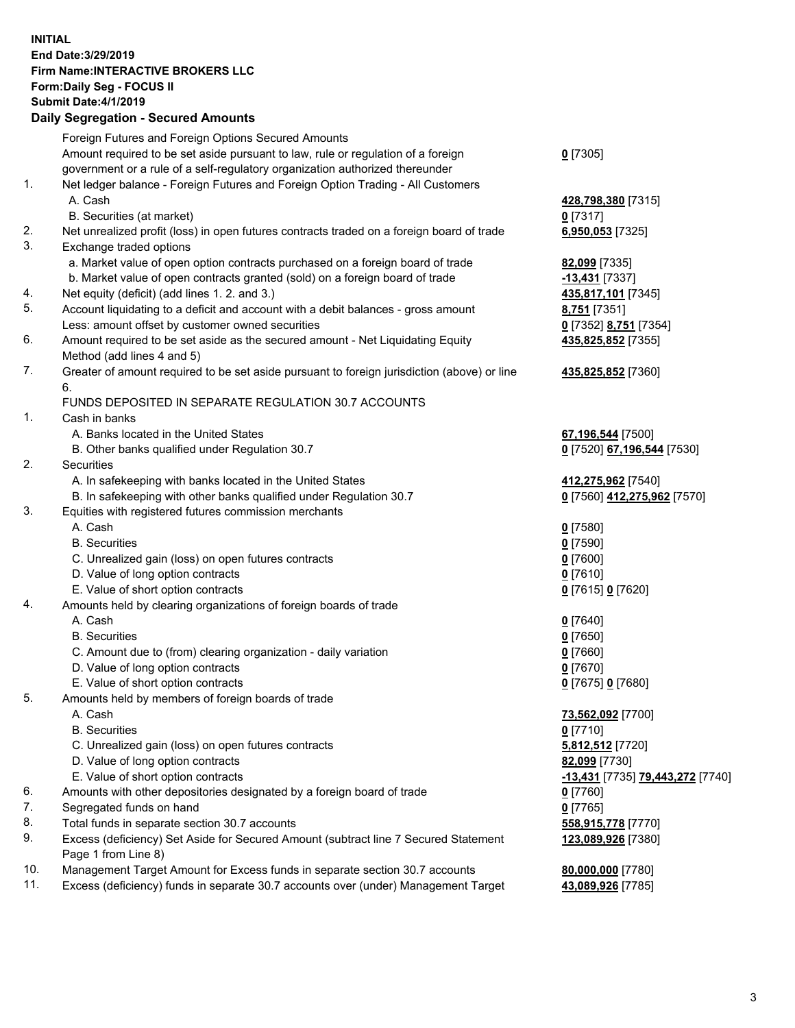**INITIAL**
**End Date:3/29/2019**
**Firm Name:INTERACTIVE BROKERS LLC**
**Form:Daily Seg - FOCUS II**
**Submit Date:4/1/2019**

**Daily Segregation - Secured Amounts**

| | | |
|---|---|---|
| | Foreign Futures and Foreign Options Secured Amounts | |
| | Amount required to be set aside pursuant to law, rule or regulation of a foreign government or a rule of a self-regulatory organization authorized thereunder | **0** [7305] |
| 1. | Net ledger balance - Foreign Futures and Foreign Option Trading - All Customers | |
| | A. Cash | **428,798,380** [7315] |
| | B. Securities (at market) | **0** [7317] |
| 2. | Net unrealized profit (loss) in open futures contracts traded on a foreign board of trade | **6,950,053** [7325] |
| 3. | Exchange traded options | |
| | a. Market value of open option contracts purchased on a foreign board of trade | **82,099** [7335] |
| | b. Market value of open contracts granted (sold) on a foreign board of trade | **-13,431** [7337] |
| 4. | Net equity (deficit) (add lines 1. 2. and 3.) | **435,817,101** [7345] |
| 5. | Account liquidating to a deficit and account with a debit balances - gross amount | **8,751** [7351] |
| | Less: amount offset by customer owned securities | **0** [7352] **8,751** [7354] |
| 6. | Amount required to be set aside as the secured amount - Net Liquidating Equity Method (add lines 4 and 5) | **435,825,852** [7355] |
| 7. | Greater of amount required to be set aside pursuant to foreign jurisdiction (above) or line 6. | **435,825,852** [7360] |
| | FUNDS DEPOSITED IN SEPARATE REGULATION 30.7 ACCOUNTS | |
| 1. | Cash in banks | |
| | A. Banks located in the United States | **67,196,544** [7500] |
| | B. Other banks qualified under Regulation 30.7 | **0** [7520] **67,196,544** [7530] |
| 2. | Securities | |
| | A. In safekeeping with banks located in the United States | **412,275,962** [7540] |
| | B. In safekeeping with other banks qualified under Regulation 30.7 | **0** [7560] **412,275,962** [7570] |
| 3. | Equities with registered futures commission merchants | |
| | A. Cash | **0** [7580] |
| | B. Securities | **0** [7590] |
| | C. Unrealized gain (loss) on open futures contracts | **0** [7600] |
| | D. Value of long option contracts | **0** [7610] |
| | E. Value of short option contracts | **0** [7615] **0** [7620] |
| 4. | Amounts held by clearing organizations of foreign boards of trade | |
| | A. Cash | **0** [7640] |
| | B. Securities | **0** [7650] |
| | C. Amount due to (from) clearing organization - daily variation | **0** [7660] |
| | D. Value of long option contracts | **0** [7670] |
| | E. Value of short option contracts | **0** [7675] **0** [7680] |
| 5. | Amounts held by members of foreign boards of trade | |
| | A. Cash | **73,562,092** [7700] |
| | B. Securities | **0** [7710] |
| | C. Unrealized gain (loss) on open futures contracts | **5,812,512** [7720] |
| | D. Value of long option contracts | **82,099** [7730] |
| | E. Value of short option contracts | **-13,431** [7735] **79,443,272** [7740] |
| 6. | Amounts with other depositories designated by a foreign board of trade | **0** [7760] |
| 7. | Segregated funds on hand | **0** [7765] |
| 8. | Total funds in separate section 30.7 accounts | **558,915,778** [7770] |
| 9. | Excess (deficiency) Set Aside for Secured Amount (subtract line 7 Secured Statement Page 1 from Line 8) | **123,089,926** [7380] |
| 10. | Management Target Amount for Excess funds in separate section 30.7 accounts | **80,000,000** [7780] |
| 11. | Excess (deficiency) funds in separate 30.7 accounts over (under) Management Target | **43,089,926** [7785] |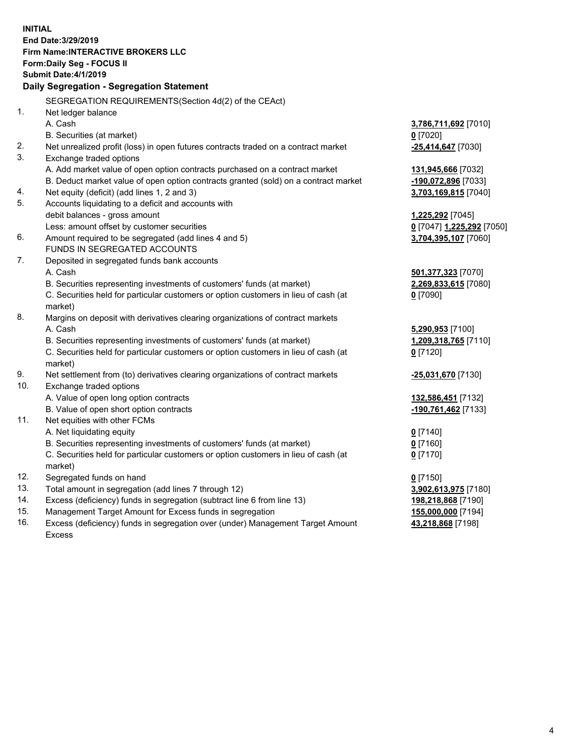**INITIAL**
**End Date:3/29/2019**
**Firm Name:INTERACTIVE BROKERS LLC**
**Form:Daily Seg - FOCUS II**
**Submit Date:4/1/2019**
**Daily Segregation - Segregation Statement**

| | | |
|---|---|---|
| | SEGREGATION REQUIREMENTS(Section 4d(2) of the CEAct) | |
| 1. | Net ledger balance | |
| | A. Cash | **3,786,711,692** [7010] |
| | B. Securities (at market) | **0** [7020] |
| 2. | Net unrealized profit (loss) in open futures contracts traded on a contract market | **-25,414,647** [7030] |
| 3. | Exchange traded options | |
| | A. Add market value of open option contracts purchased on a contract market | **131,945,666** [7032] |
| | B. Deduct market value of open option contracts granted (sold) on a contract market | **-190,072,896** [7033] |
| 4. | Net equity (deficit) (add lines 1, 2 and 3) | **3,703,169,815** [7040] |
| 5. | Accounts liquidating to a deficit and accounts with | |
| | debit balances - gross amount | **1,225,292** [7045] |
| | Less: amount offset by customer securities | **0** [7047] **1,225,292** [7050] |
| 6. | Amount required to be segregated (add lines 4 and 5) | **3,704,395,107** [7060] |
| | FUNDS IN SEGREGATED ACCOUNTS | |
| 7. | Deposited in segregated funds bank accounts | |
| | A. Cash | **501,377,323** [7070] |
| | B. Securities representing investments of customers' funds (at market) | **2,269,833,615** [7080] |
| | C. Securities held for particular customers or option customers in lieu of cash (at market) | **0** [7090] |
| 8. | Margins on deposit with derivatives clearing organizations of contract markets | |
| | A. Cash | **5,290,953** [7100] |
| | B. Securities representing investments of customers' funds (at market) | **1,209,318,765** [7110] |
| | C. Securities held for particular customers or option customers in lieu of cash (at market) | **0** [7120] |
| 9. | Net settlement from (to) derivatives clearing organizations of contract markets | **-25,031,670** [7130] |
| 10. | Exchange traded options | |
| | A. Value of open long option contracts | **132,586,451** [7132] |
| | B. Value of open short option contracts | **-190,761,462** [7133] |
| 11. | Net equities with other FCMs | |
| | A. Net liquidating equity | **0** [7140] |
| | B. Securities representing investments of customers' funds (at market) | **0** [7160] |
| | C. Securities held for particular customers or option customers in lieu of cash (at market) | **0** [7170] |
| 12. | Segregated funds on hand | **0** [7150] |
| 13. | Total amount in segregation (add lines 7 through 12) | **3,902,613,975** [7180] |
| 14. | Excess (deficiency) funds in segregation (subtract line 6 from line 13) | **198,218,868** [7190] |
| 15. | Management Target Amount for Excess funds in segregation | **155,000,000** [7194] |
| 16. | Excess (deficiency) funds in segregation over (under) Management Target Amount Excess | **43,218,868** [7198] |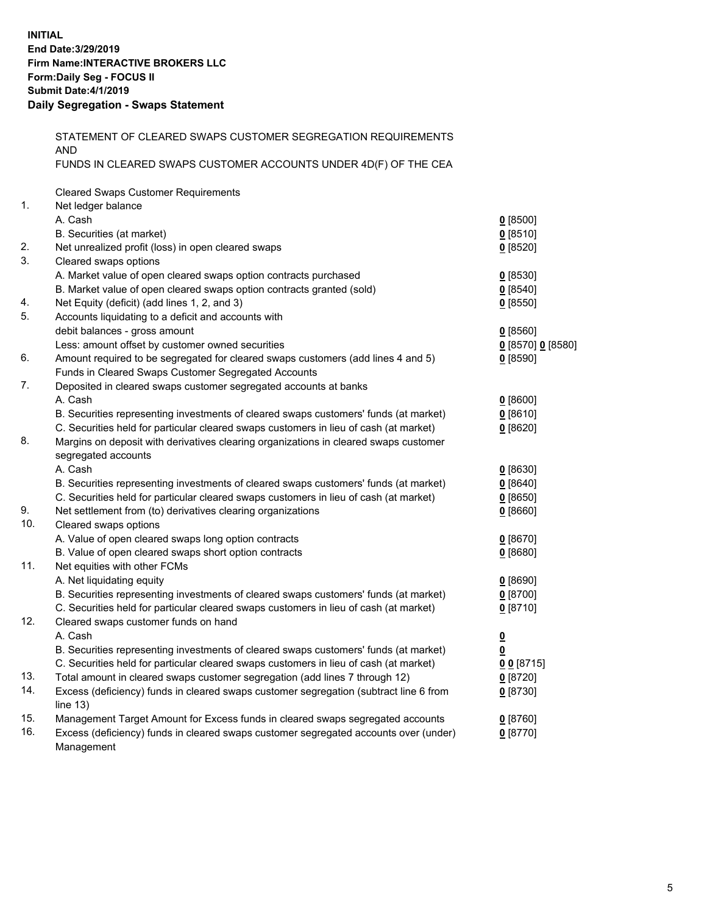**INITIAL**
**End Date:3/29/2019**
**Firm Name:INTERACTIVE BROKERS LLC**
**Form:Daily Seg - FOCUS II**
**Submit Date:4/1/2019**
**Daily Segregation - Swaps Statement**

STATEMENT OF CLEARED SWAPS CUSTOMER SEGREGATION REQUIREMENTS AND FUNDS IN CLEARED SWAPS CUSTOMER ACCOUNTS UNDER 4D(F) OF THE CEA

| | | |
|---|---|---|
| | Cleared Swaps Customer Requirements | |
| 1. | Net ledger balance | |
| | A. Cash | 0 [8500] |
| | B. Securities (at market) | 0 [8510] |
| 2. | Net unrealized profit (loss) in open cleared swaps | 0 [8520] |
| 3. | Cleared swaps options | |
| | A. Market value of open cleared swaps option contracts purchased | 0 [8530] |
| | B. Market value of open cleared swaps option contracts granted (sold) | 0 [8540] |
| 4. | Net Equity (deficit) (add lines 1, 2, and 3) | 0 [8550] |
| 5. | Accounts liquidating to a deficit and accounts with debit balances - gross amount | 0 [8560] |
| | Less: amount offset by customer owned securities | 0 [8570] 0 [8580] |
| 6. | Amount required to be segregated for cleared swaps customers (add lines 4 and 5) | 0 [8590] |
| | Funds in Cleared Swaps Customer Segregated Accounts | |
| 7. | Deposited in cleared swaps customer segregated accounts at banks | |
| | A. Cash | 0 [8600] |
| | B. Securities representing investments of cleared swaps customers' funds (at market) | 0 [8610] |
| | C. Securities held for particular cleared swaps customers in lieu of cash (at market) | 0 [8620] |
| 8. | Margins on deposit with derivatives clearing organizations in cleared swaps customer segregated accounts | |
| | A. Cash | 0 [8630] |
| | B. Securities representing investments of cleared swaps customers' funds (at market) | 0 [8640] |
| | C. Securities held for particular cleared swaps customers in lieu of cash (at market) | 0 [8650] |
| 9. | Net settlement from (to) derivatives clearing organizations | 0 [8660] |
| 10. | Cleared swaps options | |
| | A. Value of open cleared swaps long option contracts | 0 [8670] |
| | B. Value of open cleared swaps short option contracts | 0 [8680] |
| 11. | Net equities with other FCMs | |
| | A. Net liquidating equity | 0 [8690] |
| | B. Securities representing investments of cleared swaps customers' funds (at market) | 0 [8700] |
| | C. Securities held for particular cleared swaps customers in lieu of cash (at market) | 0 [8710] |
| 12. | Cleared swaps customer funds on hand | |
| | A. Cash | 0 |
| | B. Securities representing investments of cleared swaps customers' funds (at market) | 0 |
| | C. Securities held for particular cleared swaps customers in lieu of cash (at market) | 0 0 [8715] |
| 13. | Total amount in cleared swaps customer segregation (add lines 7 through 12) | 0 [8720] |
| 14. | Excess (deficiency) funds in cleared swaps customer segregation (subtract line 6 from line 13) | 0 [8730] |
| 15. | Management Target Amount for Excess funds in cleared swaps segregated accounts | 0 [8760] |
| 16. | Excess (deficiency) funds in cleared swaps customer segregated accounts over (under) Management | 0 [8770] |